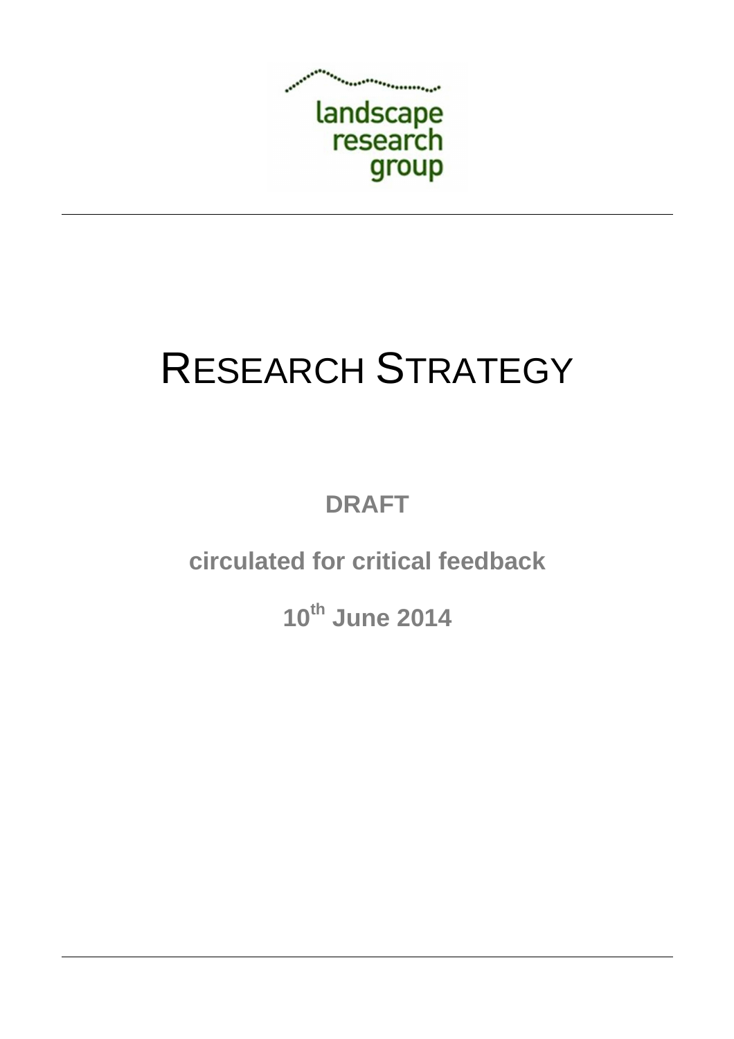landscape
research
group

---

# RESEARCH STRATEGY

**DRAFT**

**circulated for critical feedback**

**10th June 2014**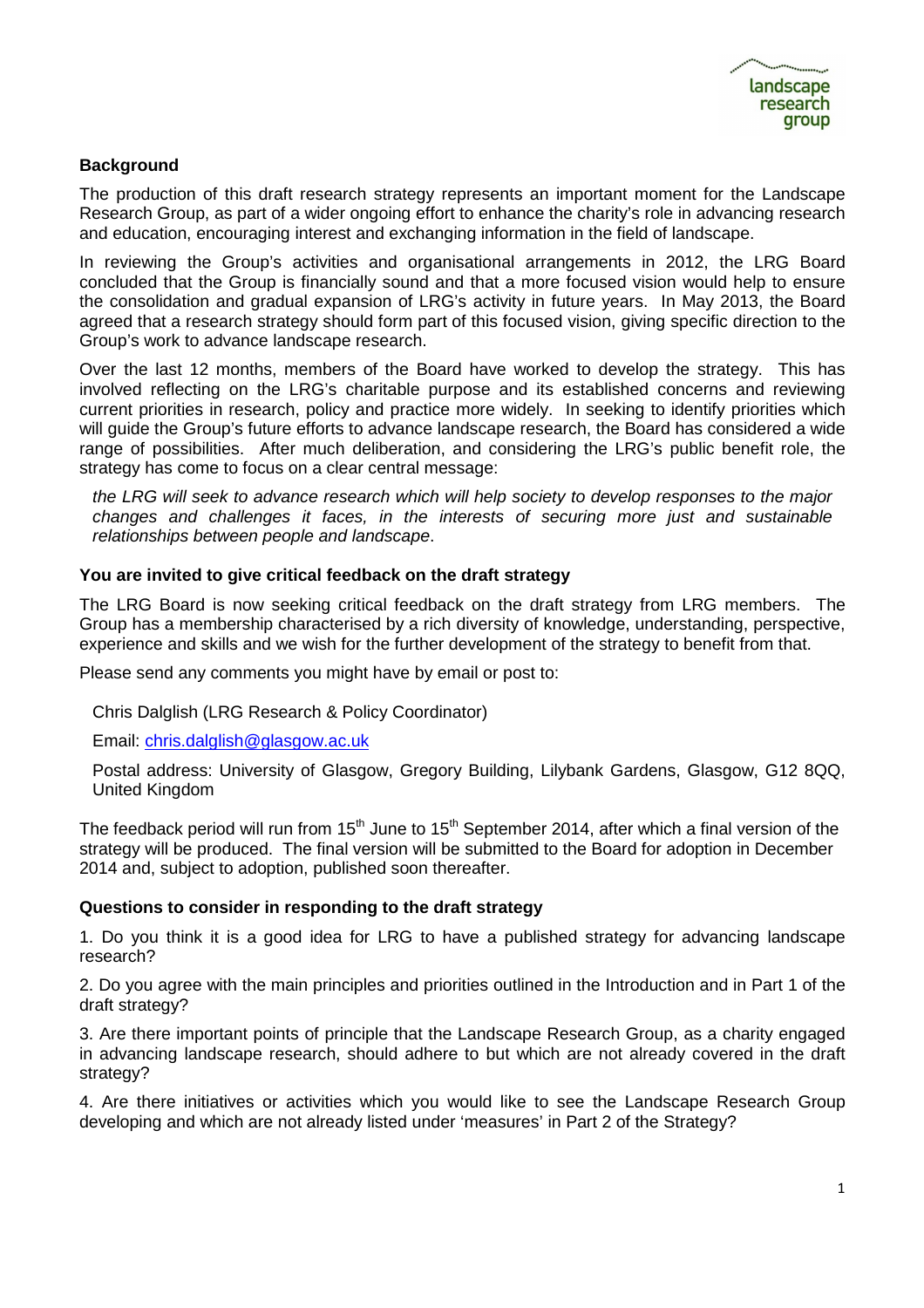## Background

The production of this draft research strategy represents an important moment for the Landscape Research Group, as part of a wider ongoing effort to enhance the charity's role in advancing research and education, encouraging interest and exchanging information in the field of landscape.

In reviewing the Group's activities and organisational arrangements in 2012, the LRG Board concluded that the Group is financially sound and that a more focused vision would help to ensure the consolidation and gradual expansion of LRG's activity in future years. In May 2013, the Board agreed that a research strategy should form part of this focused vision, giving specific direction to the Group's work to advance landscape research.

Over the last 12 months, members of the Board have worked to develop the strategy. This has involved reflecting on the LRG's charitable purpose and its established concerns and reviewing current priorities in research, policy and practice more widely. In seeking to identify priorities which will guide the Group's future efforts to advance landscape research, the Board has considered a wide range of possibilities. After much deliberation, and considering the LRG's public benefit role, the strategy has come to focus on a clear central message:

> *the LRG will seek to advance research which will help society to develop responses to the major changes and challenges it faces, in the interests of securing more just and sustainable relationships between people and landscape*.

## You are invited to give critical feedback on the draft strategy

The LRG Board is now seeking critical feedback on the draft strategy from LRG members. The Group has a membership characterised by a rich diversity of knowledge, understanding, perspective, experience and skills and we wish for the further development of the strategy to benefit from that.

Please send any comments you might have by email or post to:

Chris Dalglish (LRG Research & Policy Coordinator)

Email: chris.dalglish@glasgow.ac.uk

Postal address: University of Glasgow, Gregory Building, Lilybank Gardens, Glasgow, G12 8QQ, United Kingdom

The feedback period will run from 15th June to 15th September 2014, after which a final version of the strategy will be produced. The final version will be submitted to the Board for adoption in December 2014 and, subject to adoption, published soon thereafter.

## Questions to consider in responding to the draft strategy

1. Do you think it is a good idea for LRG to have a published strategy for advancing landscape research?

2. Do you agree with the main principles and priorities outlined in the Introduction and in Part 1 of the draft strategy?

3. Are there important points of principle that the Landscape Research Group, as a charity engaged in advancing landscape research, should adhere to but which are not already covered in the draft strategy?

4. Are there initiatives or activities which you would like to see the Landscape Research Group developing and which are not already listed under 'measures' in Part 2 of the Strategy?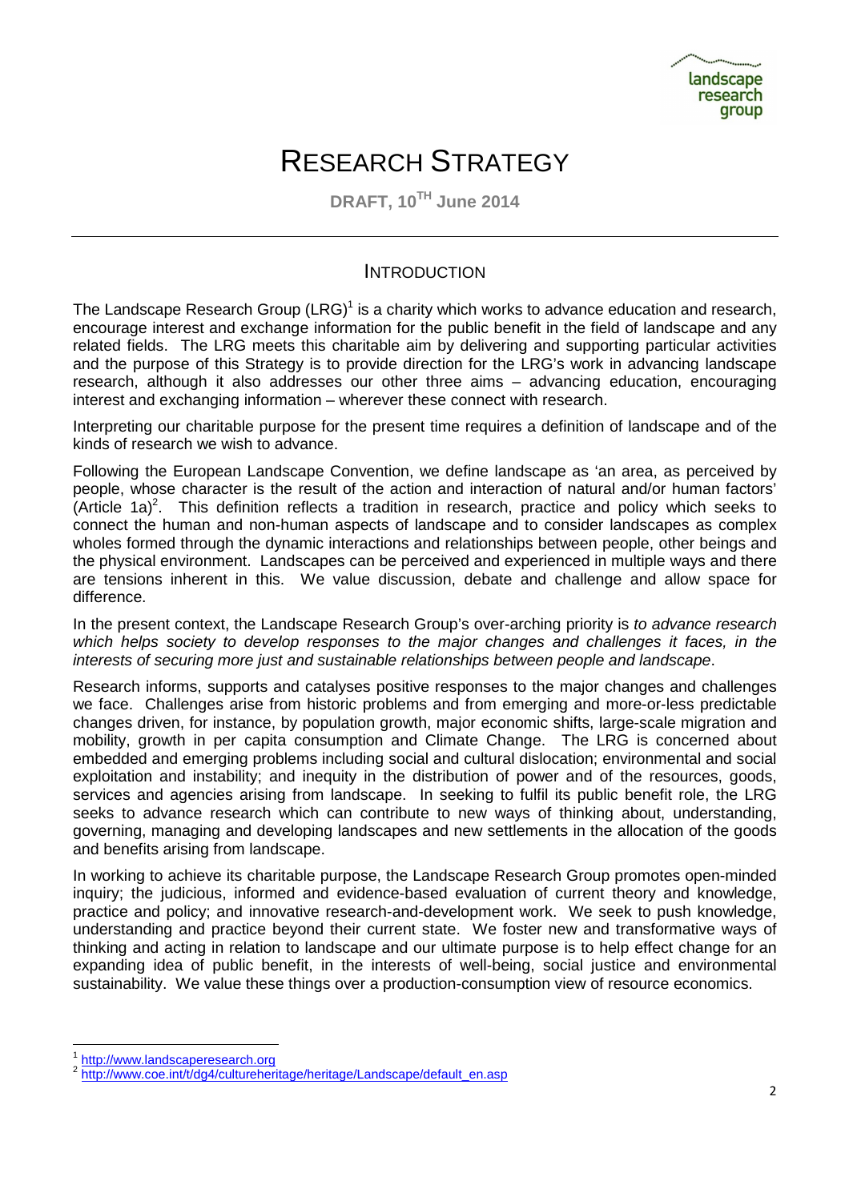# RESEARCH STRATEGY

**DRAFT, 10TH June 2014**

## INTRODUCTION

The Landscape Research Group (LRG)[1] is a charity which works to advance education and research, encourage interest and exchange information for the public benefit in the field of landscape and any related fields. The LRG meets this charitable aim by delivering and supporting particular activities and the purpose of this Strategy is to provide direction for the LRG's work in advancing landscape research, although it also addresses our other three aims – advancing education, encouraging interest and exchanging information – wherever these connect with research.

Interpreting our charitable purpose for the present time requires a definition of landscape and of the kinds of research we wish to advance.

Following the European Landscape Convention, we define landscape as 'an area, as perceived by people, whose character is the result of the action and interaction of natural and/or human factors' (Article 1a)[2]. This definition reflects a tradition in research, practice and policy which seeks to connect the human and non-human aspects of landscape and to consider landscapes as complex wholes formed through the dynamic interactions and relationships between people, other beings and the physical environment. Landscapes can be perceived and experienced in multiple ways and there are tensions inherent in this. We value discussion, debate and challenge and allow space for difference.

In the present context, the Landscape Research Group's over-arching priority is *to advance research which helps society to develop responses to the major changes and challenges it faces, in the interests of securing more just and sustainable relationships between people and landscape*.

Research informs, supports and catalyses positive responses to the major changes and challenges we face. Challenges arise from historic problems and from emerging and more-or-less predictable changes driven, for instance, by population growth, major economic shifts, large-scale migration and mobility, growth in per capita consumption and Climate Change. The LRG is concerned about embedded and emerging problems including social and cultural dislocation; environmental and social exploitation and instability; and inequity in the distribution of power and of the resources, goods, services and agencies arising from landscape. In seeking to fulfil its public benefit role, the LRG seeks to advance research which can contribute to new ways of thinking about, understanding, governing, managing and developing landscapes and new settlements in the allocation of the goods and benefits arising from landscape.

In working to achieve its charitable purpose, the Landscape Research Group promotes open-minded inquiry; the judicious, informed and evidence-based evaluation of current theory and knowledge, practice and policy; and innovative research-and-development work. We seek to push knowledge, understanding and practice beyond their current state. We foster new and transformative ways of thinking and acting in relation to landscape and our ultimate purpose is to help effect change for an expanding idea of public benefit, in the interests of well-being, social justice and environmental sustainability. We value these things over a production-consumption view of resource economics.

---

[1] http://www.landscaperesearch.org

[2] http://www.coe.int/t/dg4/cultureheritage/heritage/Landscape/default_en.asp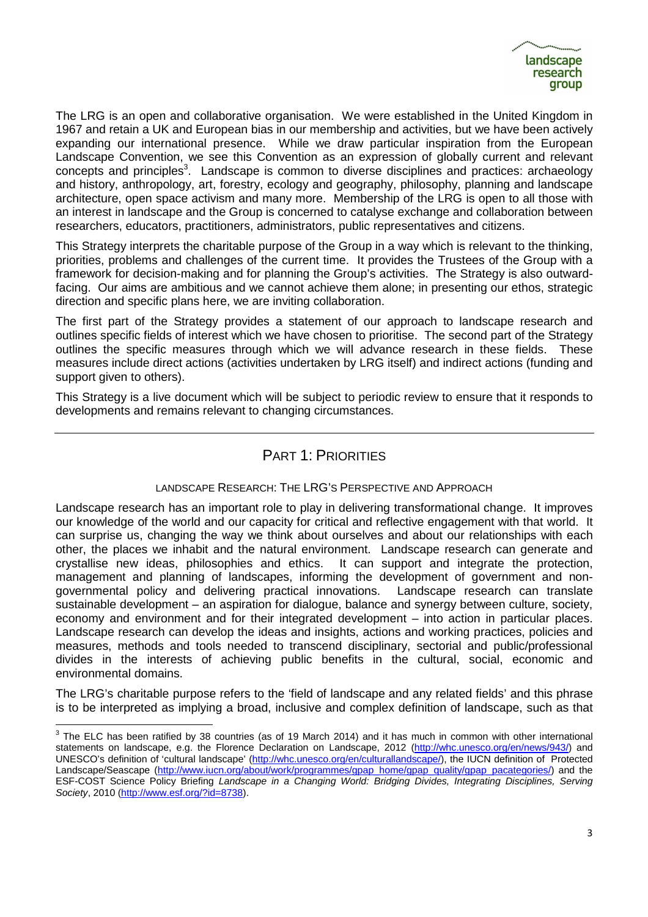The LRG is an open and collaborative organisation. We were established in the United Kingdom in 1967 and retain a UK and European bias in our membership and activities, but we have been actively expanding our international presence. While we draw particular inspiration from the European Landscape Convention, we see this Convention as an expression of globally current and relevant concepts and principles[3]. Landscape is common to diverse disciplines and practices: archaeology and history, anthropology, art, forestry, ecology and geography, philosophy, planning and landscape architecture, open space activism and many more. Membership of the LRG is open to all those with an interest in landscape and the Group is concerned to catalyse exchange and collaboration between researchers, educators, practitioners, administrators, public representatives and citizens.

This Strategy interprets the charitable purpose of the Group in a way which is relevant to the thinking, priorities, problems and challenges of the current time. It provides the Trustees of the Group with a framework for decision-making and for planning the Group's activities. The Strategy is also outward-facing. Our aims are ambitious and we cannot achieve them alone; in presenting our ethos, strategic direction and specific plans here, we are inviting collaboration.

The first part of the Strategy provides a statement of our approach to landscape research and outlines specific fields of interest which we have chosen to prioritise. The second part of the Strategy outlines the specific measures through which we will advance research in these fields. These measures include direct actions (activities undertaken by LRG itself) and indirect actions (funding and support given to others).

This Strategy is a live document which will be subject to periodic review to ensure that it responds to developments and remains relevant to changing circumstances.

---

## PART 1: PRIORITIES

### LANDSCAPE RESEARCH: THE LRG'S PERSPECTIVE AND APPROACH

Landscape research has an important role to play in delivering transformational change. It improves our knowledge of the world and our capacity for critical and reflective engagement with that world. It can surprise us, changing the way we think about ourselves and about our relationships with each other, the places we inhabit and the natural environment. Landscape research can generate and crystallise new ideas, philosophies and ethics. It can support and integrate the protection, management and planning of landscapes, informing the development of government and non-governmental policy and delivering practical innovations. Landscape research can translate sustainable development – an aspiration for dialogue, balance and synergy between culture, society, economy and environment and for their integrated development – into action in particular places. Landscape research can develop the ideas and insights, actions and working practices, policies and measures, methods and tools needed to transcend disciplinary, sectorial and public/professional divides in the interests of achieving public benefits in the cultural, social, economic and environmental domains.

The LRG's charitable purpose refers to the 'field of landscape and any related fields' and this phrase is to be interpreted as implying a broad, inclusive and complex definition of landscape, such as that

---

[3] The ELC has been ratified by 38 countries (as of 19 March 2014) and it has much in common with other international statements on landscape, e.g. the Florence Declaration on Landscape, 2012 (http://whc.unesco.org/en/news/943/) and UNESCO's definition of 'cultural landscape' (http://whc.unesco.org/en/culturallandscape/), the IUCN definition of Protected Landscape/Seascape (http://www.iucn.org/about/work/programmes/gpap_home/gpap_quality/gpap_pacategories/) and the ESF-COST Science Policy Briefing *Landscape in a Changing World: Bridging Divides, Integrating Disciplines, Serving Society*, 2010 (http://www.esf.org/?id=8738).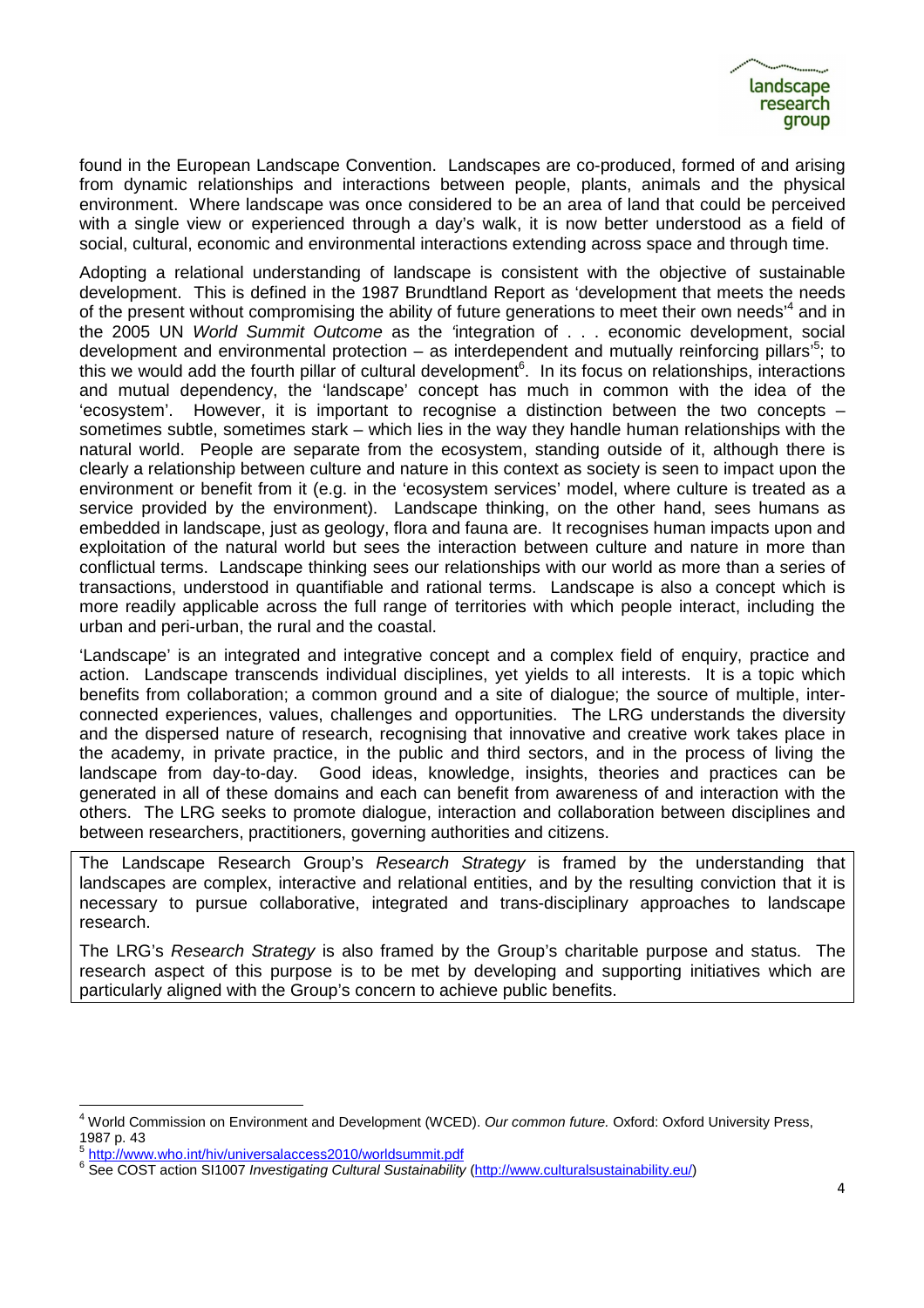found in the European Landscape Convention. Landscapes are co-produced, formed of and arising from dynamic relationships and interactions between people, plants, animals and the physical environment. Where landscape was once considered to be an area of land that could be perceived with a single view or experienced through a day's walk, it is now better understood as a field of social, cultural, economic and environmental interactions extending across space and through time.

Adopting a relational understanding of landscape is consistent with the objective of sustainable development. This is defined in the 1987 Brundtland Report as 'development that meets the needs of the present without compromising the ability of future generations to meet their own needs'[4] and in the 2005 UN *World Summit Outcome* as the 'integration of . . . economic development, social development and environmental protection – as interdependent and mutually reinforcing pillars'[5]; to this we would add the fourth pillar of cultural development[6]. In its focus on relationships, interactions and mutual dependency, the 'landscape' concept has much in common with the idea of the 'ecosystem'. However, it is important to recognise a distinction between the two concepts – sometimes subtle, sometimes stark – which lies in the way they handle human relationships with the natural world. People are separate from the ecosystem, standing outside of it, although there is clearly a relationship between culture and nature in this context as society is seen to impact upon the environment or benefit from it (e.g. in the 'ecosystem services' model, where culture is treated as a service provided by the environment). Landscape thinking, on the other hand, sees humans as embedded in landscape, just as geology, flora and fauna are. It recognises human impacts upon and exploitation of the natural world but sees the interaction between culture and nature in more than conflictual terms. Landscape thinking sees our relationships with our world as more than a series of transactions, understood in quantifiable and rational terms. Landscape is also a concept which is more readily applicable across the full range of territories with which people interact, including the urban and peri-urban, the rural and the coastal.

'Landscape' is an integrated and integrative concept and a complex field of enquiry, practice and action. Landscape transcends individual disciplines, yet yields to all interests. It is a topic which benefits from collaboration; a common ground and a site of dialogue; the source of multiple, inter-connected experiences, values, challenges and opportunities. The LRG understands the diversity and the dispersed nature of research, recognising that innovative and creative work takes place in the academy, in private practice, in the public and third sectors, and in the process of living the landscape from day-to-day. Good ideas, knowledge, insights, theories and practices can be generated in all of these domains and each can benefit from awareness of and interaction with the others. The LRG seeks to promote dialogue, interaction and collaboration between disciplines and between researchers, practitioners, governing authorities and citizens.

The Landscape Research Group's *Research Strategy* is framed by the understanding that landscapes are complex, interactive and relational entities, and by the resulting conviction that it is necessary to pursue collaborative, integrated and trans-disciplinary approaches to landscape research.

The LRG's *Research Strategy* is also framed by the Group's charitable purpose and status. The research aspect of this purpose is to be met by developing and supporting initiatives which are particularly aligned with the Group's concern to achieve public benefits.

---

[4] World Commission on Environment and Development (WCED). *Our common future.* Oxford: Oxford University Press, 1987 p. 43

[5] http://www.who.int/hiv/universalaccess2010/worldsummit.pdf

[6] See COST action SI1007 *Investigating Cultural Sustainability* (http://www.culturalsustainability.eu/)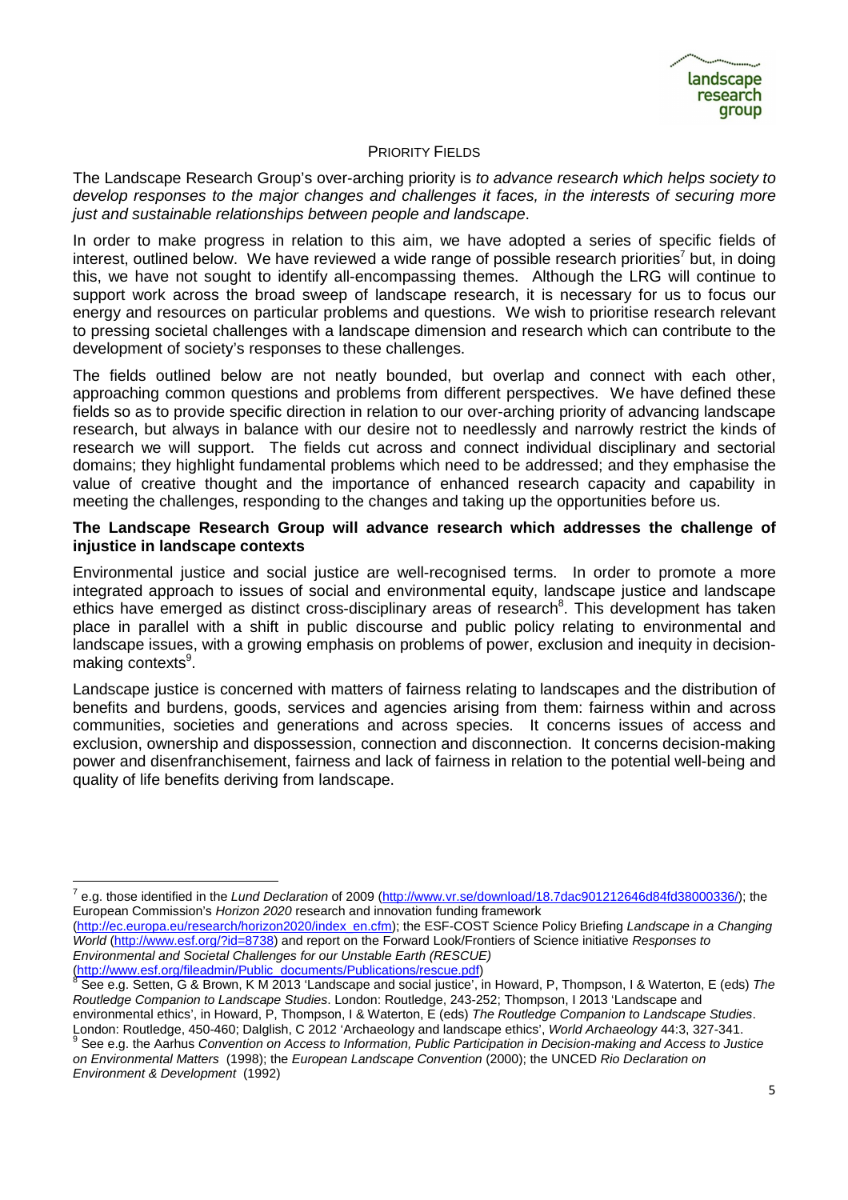## PRIORITY FIELDS

The Landscape Research Group's over-arching priority is *to advance research which helps society to develop responses to the major changes and challenges it faces, in the interests of securing more just and sustainable relationships between people and landscape*.

In order to make progress in relation to this aim, we have adopted a series of specific fields of interest, outlined below. We have reviewed a wide range of possible research priorities[7] but, in doing this, we have not sought to identify all-encompassing themes. Although the LRG will continue to support work across the broad sweep of landscape research, it is necessary for us to focus our energy and resources on particular problems and questions. We wish to prioritise research relevant to pressing societal challenges with a landscape dimension and research which can contribute to the development of society's responses to these challenges.

The fields outlined below are not neatly bounded, but overlap and connect with each other, approaching common questions and problems from different perspectives. We have defined these fields so as to provide specific direction in relation to our over-arching priority of advancing landscape research, but always in balance with our desire not to needlessly and narrowly restrict the kinds of research we will support. The fields cut across and connect individual disciplinary and sectorial domains; they highlight fundamental problems which need to be addressed; and they emphasise the value of creative thought and the importance of enhanced research capacity and capability in meeting the challenges, responding to the changes and taking up the opportunities before us.

**The Landscape Research Group will advance research which addresses the challenge of injustice in landscape contexts**

Environmental justice and social justice are well-recognised terms. In order to promote a more integrated approach to issues of social and environmental equity, landscape justice and landscape ethics have emerged as distinct cross-disciplinary areas of research[8]. This development has taken place in parallel with a shift in public discourse and public policy relating to environmental and landscape issues, with a growing emphasis on problems of power, exclusion and inequity in decision-making contexts[9].

Landscape justice is concerned with matters of fairness relating to landscapes and the distribution of benefits and burdens, goods, services and agencies arising from them: fairness within and across communities, societies and generations and across species. It concerns issues of access and exclusion, ownership and dispossession, connection and disconnection. It concerns decision-making power and disenfranchisement, fairness and lack of fairness in relation to the potential well-being and quality of life benefits deriving from landscape.

---

[7] e.g. those identified in the *Lund Declaration* of 2009 (http://www.vr.se/download/18.7dac901212646d84fd38000336/); the European Commission's *Horizon 2020* research and innovation funding framework (http://ec.europa.eu/research/horizon2020/index_en.cfm); the ESF-COST Science Policy Briefing *Landscape in a Changing World* (http://www.esf.org/?id=8738) and report on the Forward Look/Frontiers of Science initiative *Responses to Environmental and Societal Challenges for our Unstable Earth (RESCUE)* (http://www.esf.org/fileadmin/Public_documents/Publications/rescue.pdf)

[8] See e.g. Setten, G & Brown, K M 2013 'Landscape and social justice', in Howard, P, Thompson, I & Waterton, E (eds) *The Routledge Companion to Landscape Studies*. London: Routledge, 243-252; Thompson, I 2013 'Landscape and environmental ethics', in Howard, P, Thompson, I & Waterton, E (eds) *The Routledge Companion to Landscape Studies*. London: Routledge, 450-460; Dalglish, C 2012 'Archaeology and landscape ethics', *World Archaeology* 44:3, 327-341.

[9] See e.g. the Aarhus *Convention on Access to Information, Public Participation in Decision-making and Access to Justice on Environmental Matters* (1998); the *European Landscape Convention* (2000); the UNCED *Rio Declaration on Environment & Development* (1992)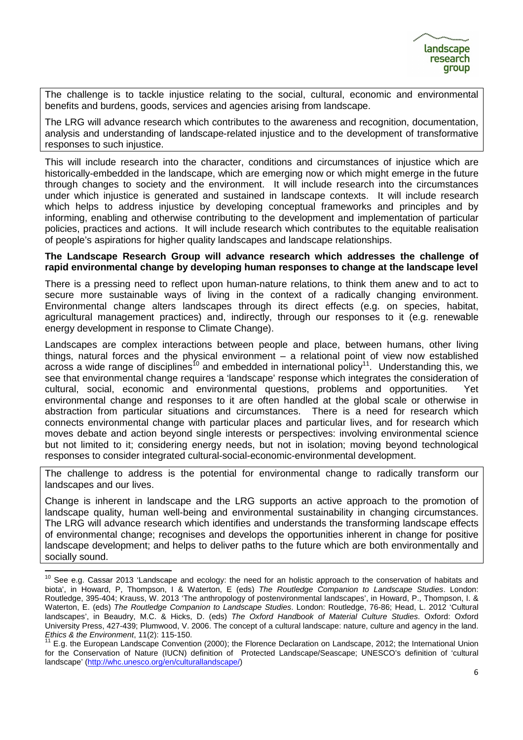The challenge is to tackle injustice relating to the social, cultural, economic and environmental benefits and burdens, goods, services and agencies arising from landscape.

The LRG will advance research which contributes to the awareness and recognition, documentation, analysis and understanding of landscape-related injustice and to the development of transformative responses to such injustice.

This will include research into the character, conditions and circumstances of injustice which are historically-embedded in the landscape, which are emerging now or which might emerge in the future through changes to society and the environment. It will include research into the circumstances under which injustice is generated and sustained in landscape contexts. It will include research which helps to address injustice by developing conceptual frameworks and principles and by informing, enabling and otherwise contributing to the development and implementation of particular policies, practices and actions. It will include research which contributes to the equitable realisation of people's aspirations for higher quality landscapes and landscape relationships.

**The Landscape Research Group will advance research which addresses the challenge of rapid environmental change by developing human responses to change at the landscape level**

There is a pressing need to reflect upon human-nature relations, to think them anew and to act to secure more sustainable ways of living in the context of a radically changing environment. Environmental change alters landscapes through its direct effects (e.g. on species, habitat, agricultural management practices) and, indirectly, through our responses to it (e.g. renewable energy development in response to Climate Change).

Landscapes are complex interactions between people and place, between humans, other living things, natural forces and the physical environment – a relational point of view now established across a wide range of disciplines[10] and embedded in international policy[11]. Understanding this, we see that environmental change requires a 'landscape' response which integrates the consideration of cultural, social, economic and environmental questions, problems and opportunities. Yet environmental change and responses to it are often handled at the global scale or otherwise in abstraction from particular situations and circumstances. There is a need for research which connects environmental change with particular places and particular lives, and for research which moves debate and action beyond single interests or perspectives: involving environmental science but not limited to it; considering energy needs, but not in isolation; moving beyond technological responses to consider integrated cultural-social-economic-environmental development.

The challenge to address is the potential for environmental change to radically transform our landscapes and our lives.

Change is inherent in landscape and the LRG supports an active approach to the promotion of landscape quality, human well-being and environmental sustainability in changing circumstances. The LRG will advance research which identifies and understands the transforming landscape effects of environmental change; recognises and develops the opportunities inherent in change for positive landscape development; and helps to deliver paths to the future which are both environmentally and socially sound.

---

[10] See e.g. Cassar 2013 'Landscape and ecology: the need for an holistic approach to the conservation of habitats and biota', in Howard, P, Thompson, I & Waterton, E (eds) *The Routledge Companion to Landscape Studies*. London: Routledge, 395-404; Krauss, W. 2013 'The anthropology of postenvironmental landscapes', in Howard, P., Thompson, I. & Waterton, E. (eds) *The Routledge Companion to Landscape Studies*. London: Routledge, 76-86; Head, L. 2012 'Cultural landscapes', in Beaudry, M.C. & Hicks, D. (eds) *The Oxford Handbook of Material Culture Studies*. Oxford: Oxford University Press, 427-439; Plumwood, V. 2006. The concept of a cultural landscape: nature, culture and agency in the land. *Ethics & the Environment*, 11(2): 115-150.

[11] E.g. the European Landscape Convention (2000); the Florence Declaration on Landscape, 2012; the International Union for the Conservation of Nature (IUCN) definition of Protected Landscape/Seascape; UNESCO's definition of 'cultural landscape' (http://whc.unesco.org/en/culturallandscape/)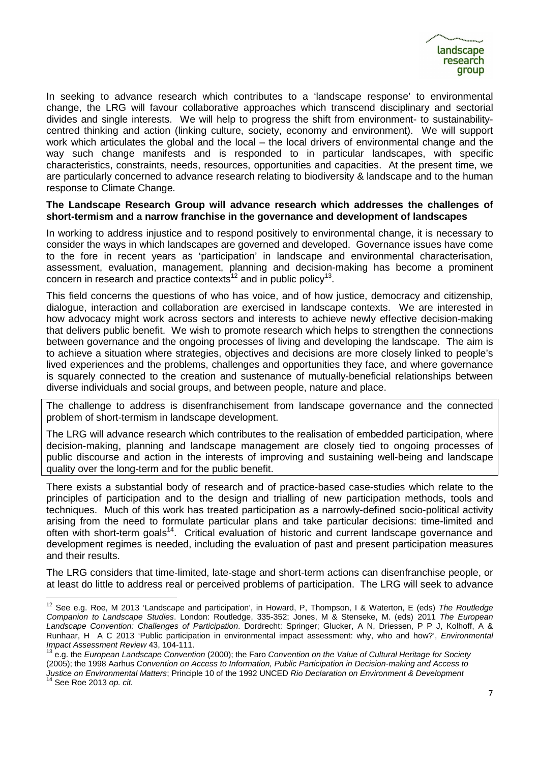In seeking to advance research which contributes to a 'landscape response' to environmental change, the LRG will favour collaborative approaches which transcend disciplinary and sectorial divides and single interests. We will help to progress the shift from environment- to sustainability-centred thinking and action (linking culture, society, economy and environment). We will support work which articulates the global and the local – the local drivers of environmental change and the way such change manifests and is responded to in particular landscapes, with specific characteristics, constraints, needs, resources, opportunities and capacities. At the present time, we are particularly concerned to advance research relating to biodiversity & landscape and to the human response to Climate Change.

**The Landscape Research Group will advance research which addresses the challenges of short-termism and a narrow franchise in the governance and development of landscapes**

In working to address injustice and to respond positively to environmental change, it is necessary to consider the ways in which landscapes are governed and developed. Governance issues have come to the fore in recent years as 'participation' in landscape and environmental characterisation, assessment, evaluation, management, planning and decision-making has become a prominent concern in research and practice contexts[12] and in public policy[13].

This field concerns the questions of who has voice, and of how justice, democracy and citizenship, dialogue, interaction and collaboration are exercised in landscape contexts. We are interested in how advocacy might work across sectors and interests to achieve newly effective decision-making that delivers public benefit. We wish to promote research which helps to strengthen the connections between governance and the ongoing processes of living and developing the landscape. The aim is to achieve a situation where strategies, objectives and decisions are more closely linked to people's lived experiences and the problems, challenges and opportunities they face, and where governance is squarely connected to the creation and sustenance of mutually-beneficial relationships between diverse individuals and social groups, and between people, nature and place.

The challenge to address is disenfranchisement from landscape governance and the connected problem of short-termism in landscape development.

The LRG will advance research which contributes to the realisation of embedded participation, where decision-making, planning and landscape management are closely tied to ongoing processes of public discourse and action in the interests of improving and sustaining well-being and landscape quality over the long-term and for the public benefit.

There exists a substantial body of research and of practice-based case-studies which relate to the principles of participation and to the design and trialling of new participation methods, tools and techniques. Much of this work has treated participation as a narrowly-defined socio-political activity arising from the need to formulate particular plans and take particular decisions: time-limited and often with short-term goals[14]. Critical evaluation of historic and current landscape governance and development regimes is needed, including the evaluation of past and present participation measures and their results.

The LRG considers that time-limited, late-stage and short-term actions can disenfranchise people, or at least do little to address real or perceived problems of participation. The LRG will seek to advance

---

[12] See e.g. Roe, M 2013 'Landscape and participation', in Howard, P, Thompson, I & Waterton, E (eds) *The Routledge Companion to Landscape Studies*. London: Routledge, 335-352; Jones, M & Stenseke, M. (eds) 2011 *The European Landscape Convention: Challenges of Participation*. Dordrecht: Springer; Glucker, A N, Driessen, P P J, Kolhoff, A & Runhaar, H A C 2013 'Public participation in environmental impact assessment: why, who and how?', *Environmental Impact Assessment Review* 43, 104-111.

[13] e.g. the *European Landscape Convention* (2000); the Faro *Convention on the Value of Cultural Heritage for Society* (2005); the 1998 Aarhus *Convention on Access to Information, Public Participation in Decision-making and Access to Justice on Environmental Matters*; Principle 10 of the 1992 UNCED *Rio Declaration on Environment & Development*

[14] See Roe 2013 *op. cit.*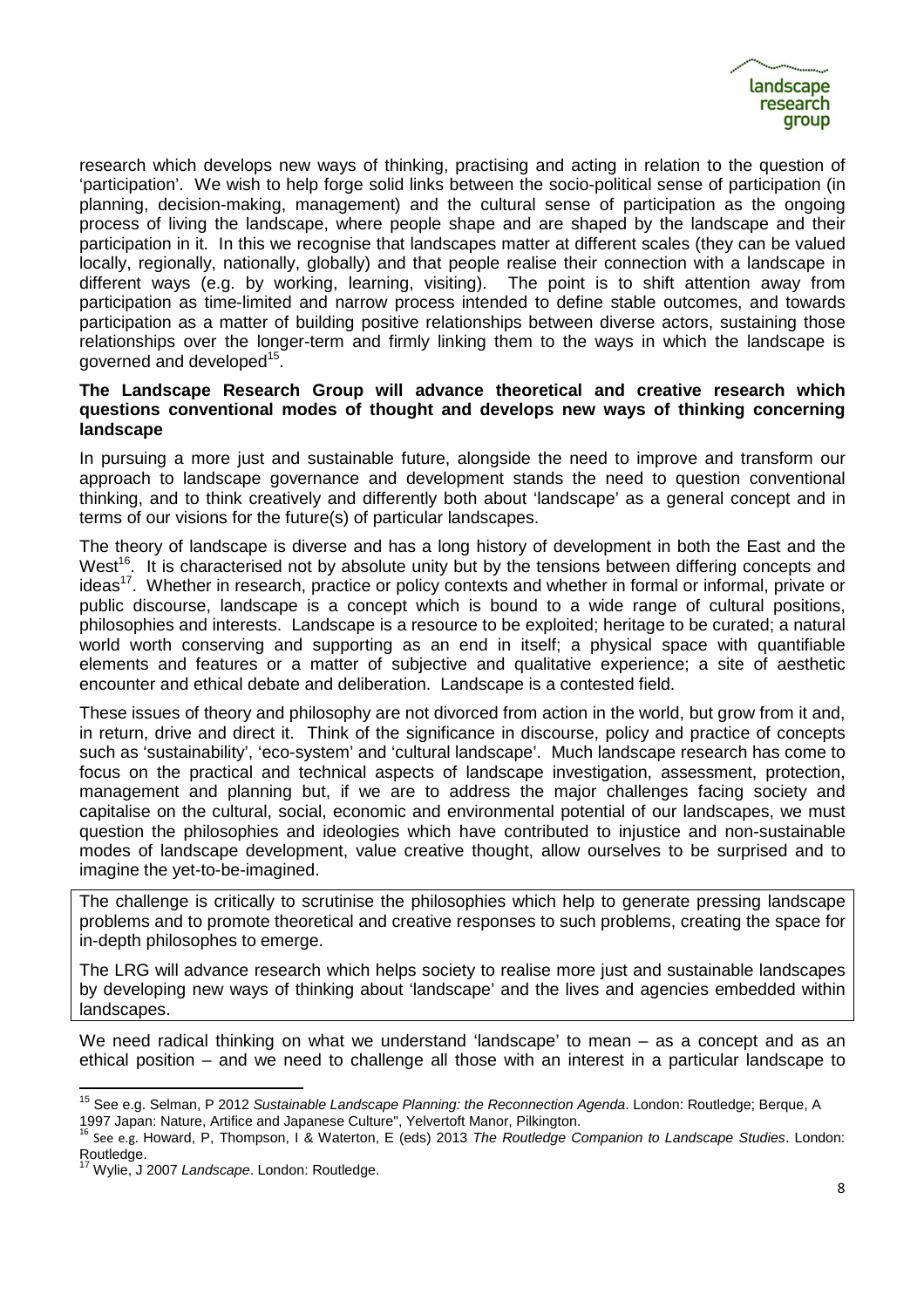research which develops new ways of thinking, practising and acting in relation to the question of 'participation'. We wish to help forge solid links between the socio-political sense of participation (in planning, decision-making, management) and the cultural sense of participation as the ongoing process of living the landscape, where people shape and are shaped by the landscape and their participation in it. In this we recognise that landscapes matter at different scales (they can be valued locally, regionally, nationally, globally) and that people realise their connection with a landscape in different ways (e.g. by working, learning, visiting). The point is to shift attention away from participation as time-limited and narrow process intended to define stable outcomes, and towards participation as a matter of building positive relationships between diverse actors, sustaining those relationships over the longer-term and firmly linking them to the ways in which the landscape is governed and developed[15].

**The Landscape Research Group will advance theoretical and creative research which questions conventional modes of thought and develops new ways of thinking concerning landscape**

In pursuing a more just and sustainable future, alongside the need to improve and transform our approach to landscape governance and development stands the need to question conventional thinking, and to think creatively and differently both about 'landscape' as a general concept and in terms of our visions for the future(s) of particular landscapes.

The theory of landscape is diverse and has a long history of development in both the East and the West[16]. It is characterised not by absolute unity but by the tensions between differing concepts and ideas[17]. Whether in research, practice or policy contexts and whether in formal or informal, private or public discourse, landscape is a concept which is bound to a wide range of cultural positions, philosophies and interests. Landscape is a resource to be exploited; heritage to be curated; a natural world worth conserving and supporting as an end in itself; a physical space with quantifiable elements and features or a matter of subjective and qualitative experience; a site of aesthetic encounter and ethical debate and deliberation. Landscape is a contested field.

These issues of theory and philosophy are not divorced from action in the world, but grow from it and, in return, drive and direct it. Think of the significance in discourse, policy and practice of concepts such as 'sustainability', 'eco-system' and 'cultural landscape'. Much landscape research has come to focus on the practical and technical aspects of landscape investigation, assessment, protection, management and planning but, if we are to address the major challenges facing society and capitalise on the cultural, social, economic and environmental potential of our landscapes, we must question the philosophies and ideologies which have contributed to injustice and non-sustainable modes of landscape development, value creative thought, allow ourselves to be surprised and to imagine the yet-to-be-imagined.

> The challenge is critically to scrutinise the philosophies which help to generate pressing landscape problems and to promote theoretical and creative responses to such problems, creating the space for in-depth philosophes to emerge.
>
> The LRG will advance research which helps society to realise more just and sustainable landscapes by developing new ways of thinking about 'landscape' and the lives and agencies embedded within landscapes.

We need radical thinking on what we understand 'landscape' to mean – as a concept and as an ethical position – and we need to challenge all those with an interest in a particular landscape to

---

[15] See e.g. Selman, P 2012 *Sustainable Landscape Planning: the Reconnection Agenda*. London: Routledge; Berque, A 1997 Japan: Nature, Artifice and Japanese Culture", Yelvertoft Manor, Pilkington.

[16] See e.g. Howard, P, Thompson, I & Waterton, E (eds) 2013 *The Routledge Companion to Landscape Studies*. London: Routledge.

[17] Wylie, J 2007 *Landscape*. London: Routledge.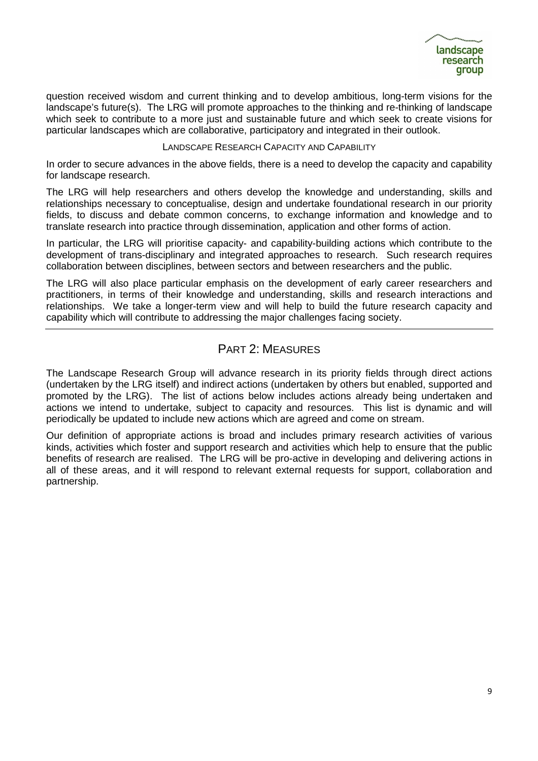question received wisdom and current thinking and to develop ambitious, long-term visions for the landscape's future(s). The LRG will promote approaches to the thinking and re-thinking of landscape which seek to contribute to a more just and sustainable future and which seek to create visions for particular landscapes which are collaborative, participatory and integrated in their outlook.

### Landscape Research Capacity and Capability

In order to secure advances in the above fields, there is a need to develop the capacity and capability for landscape research.

The LRG will help researchers and others develop the knowledge and understanding, skills and relationships necessary to conceptualise, design and undertake foundational research in our priority fields, to discuss and debate common concerns, to exchange information and knowledge and to translate research into practice through dissemination, application and other forms of action.

In particular, the LRG will prioritise capacity- and capability-building actions which contribute to the development of trans-disciplinary and integrated approaches to research. Such research requires collaboration between disciplines, between sectors and between researchers and the public.

The LRG will also place particular emphasis on the development of early career researchers and practitioners, in terms of their knowledge and understanding, skills and research interactions and relationships. We take a longer-term view and will help to build the future research capacity and capability which will contribute to addressing the major challenges facing society.

## Part 2: Measures

The Landscape Research Group will advance research in its priority fields through direct actions (undertaken by the LRG itself) and indirect actions (undertaken by others but enabled, supported and promoted by the LRG). The list of actions below includes actions already being undertaken and actions we intend to undertake, subject to capacity and resources. This list is dynamic and will periodically be updated to include new actions which are agreed and come on stream.

Our definition of appropriate actions is broad and includes primary research activities of various kinds, activities which foster and support research and activities which help to ensure that the public benefits of research are realised. The LRG will be pro-active in developing and delivering actions in all of these areas, and it will respond to relevant external requests for support, collaboration and partnership.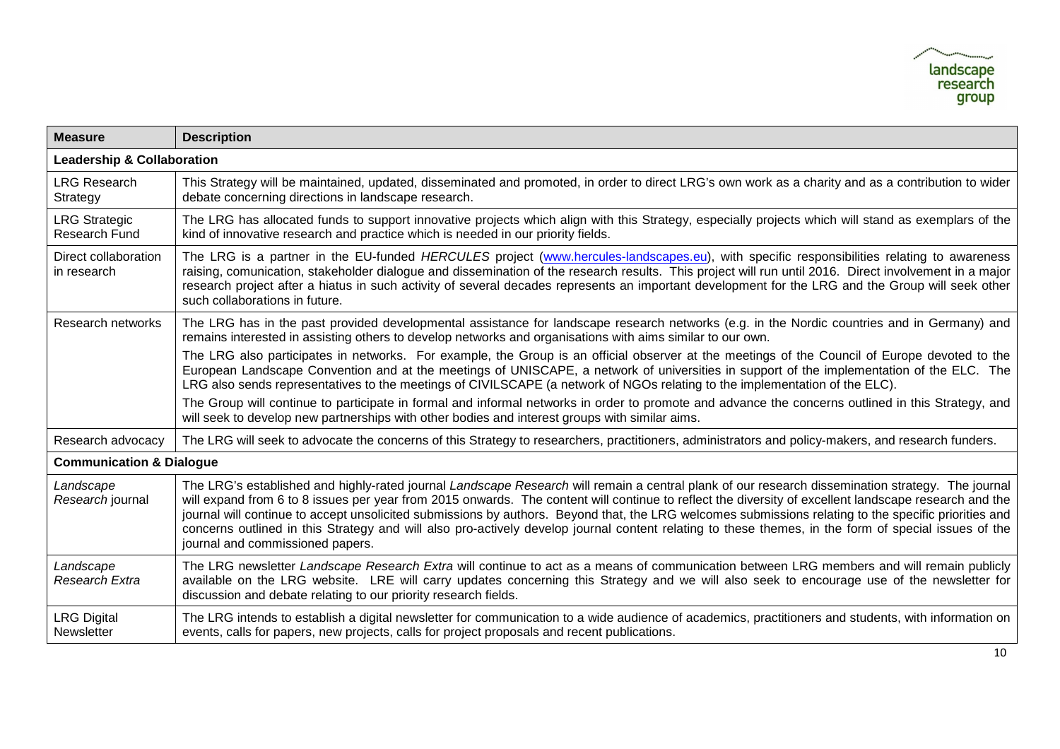| Measure | Description |
|---|---|
| **Leadership & Collaboration** | |
| LRG Research Strategy | This Strategy will be maintained, updated, disseminated and promoted, in order to direct LRG's own work as a charity and as a contribution to wider debate concerning directions in landscape research. |
| LRG Strategic Research Fund | The LRG has allocated funds to support innovative projects which align with this Strategy, especially projects which will stand as exemplars of the kind of innovative research and practice which is needed in our priority fields. |
| Direct collaboration in research | The LRG is a partner in the EU-funded *HERCULES* project (www.hercules-landscapes.eu), with specific responsibilities relating to awareness raising, comunication, stakeholder dialogue and dissemination of the research results. This project will run until 2016. Direct involvement in a major research project after a hiatus in such activity of several decades represents an important development for the LRG and the Group will seek other such collaborations in future. |
| Research networks | The LRG has in the past provided developmental assistance for landscape research networks (e.g. in the Nordic countries and in Germany) and remains interested in assisting others to develop networks and organisations with aims similar to our own.<br><br>The LRG also participates in networks. For example, the Group is an official observer at the meetings of the Council of Europe devoted to the European Landscape Convention and at the meetings of UNISCAPE, a network of universities in support of the implementation of the ELC. The LRG also sends representatives to the meetings of CIVILSCAPE (a network of NGOs relating to the implementation of the ELC).<br><br>The Group will continue to participate in formal and informal networks in order to promote and advance the concerns outlined in this Strategy, and will seek to develop new partnerships with other bodies and interest groups with similar aims. |
| Research advocacy | The LRG will seek to advocate the concerns of this Strategy to researchers, practitioners, administrators and policy-makers, and research funders. |
| **Communication & Dialogue** | |
| *Landscape Research* journal | The LRG's established and highly-rated journal *Landscape Research* will remain a central plank of our research dissemination strategy. The journal will expand from 6 to 8 issues per year from 2015 onwards. The content will continue to reflect the diversity of excellent landscape research and the journal will continue to accept unsolicited submissions by authors. Beyond that, the LRG welcomes submissions relating to the specific priorities and concerns outlined in this Strategy and will also pro-actively develop journal content relating to these themes, in the form of special issues of the journal and commissioned papers. |
| *Landscape Research Extra* | The LRG newsletter *Landscape Research Extra* will continue to act as a means of communication between LRG members and will remain publicly available on the LRG website. LRE will carry updates concerning this Strategy and we will also seek to encourage use of the newsletter for discussion and debate relating to our priority research fields. |
| LRG Digital Newsletter | The LRG intends to establish a digital newsletter for communication to a wide audience of academics, practitioners and students, with information on events, calls for papers, new projects, calls for project proposals and recent publications. |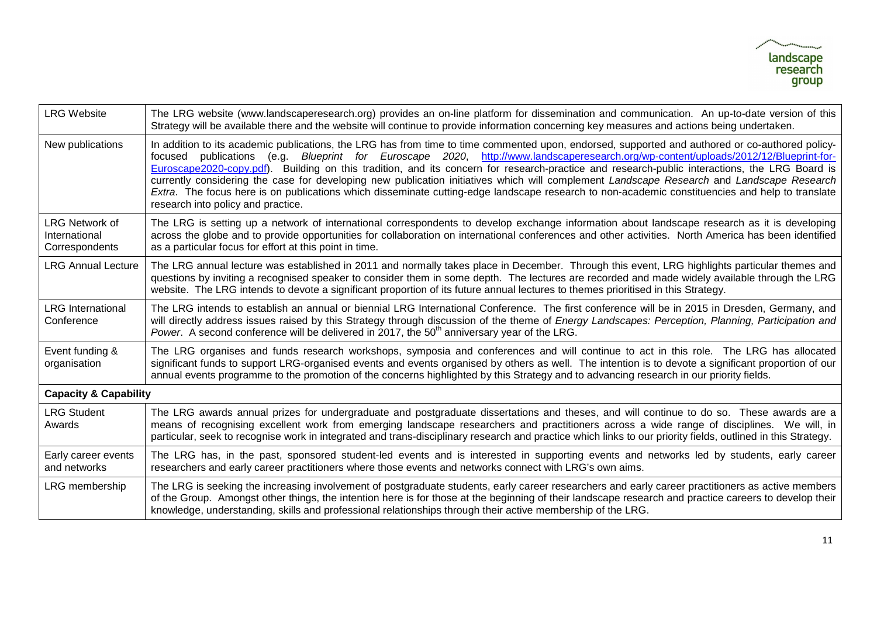| | |
|---|---|
| LRG Website | The LRG website (www.landscaperesearch.org) provides an on-line platform for dissemination and communication. An up-to-date version of this Strategy will be available there and the website will continue to provide information concerning key measures and actions being undertaken. |
| New publications | In addition to its academic publications, the LRG has from time to time commented upon, endorsed, supported and authored or co-authored policy-focused publications (e.g. *Blueprint for Euroscape 2020*, [http://www.landscaperesearch.org/wp-content/uploads/2012/12/Blueprint-for-Euroscape2020-copy.pdf](http://www.landscaperesearch.org/wp-content/uploads/2012/12/Blueprint-for-Euroscape2020-copy.pdf)). Building on this tradition, and its concern for research-practice and research-public interactions, the LRG Board is currently considering the case for developing new publication initiatives which will complement *Landscape Research* and *Landscape Research Extra*. The focus here is on publications which disseminate cutting-edge landscape research to non-academic constituencies and help to translate research into policy and practice. |
| LRG Network of International Correspondents | The LRG is setting up a network of international correspondents to develop exchange information about landscape research as it is developing across the globe and to provide opportunities for collaboration on international conferences and other activities. North America has been identified as a particular focus for effort at this point in time. |
| LRG Annual Lecture | The LRG annual lecture was established in 2011 and normally takes place in December. Through this event, LRG highlights particular themes and questions by inviting a recognised speaker to consider them in some depth. The lectures are recorded and made widely available through the LRG website. The LRG intends to devote a significant proportion of its future annual lectures to themes prioritised in this Strategy. |
| LRG International Conference | The LRG intends to establish an annual or biennial LRG International Conference. The first conference will be in 2015 in Dresden, Germany, and will directly address issues raised by this Strategy through discussion of the theme of *Energy Landscapes: Perception, Planning, Participation and Power*. A second conference will be delivered in 2017, the 50th anniversary year of the LRG. |
| Event funding & organisation | The LRG organises and funds research workshops, symposia and conferences and will continue to act in this role. The LRG has allocated significant funds to support LRG-organised events and events organised by others as well. The intention is to devote a significant proportion of our annual events programme to the promotion of the concerns highlighted by this Strategy and to advancing research in our priority fields. |
| **Capacity & Capability** | |
| LRG Student Awards | The LRG awards annual prizes for undergraduate and postgraduate dissertations and theses, and will continue to do so. These awards are a means of recognising excellent work from emerging landscape researchers and practitioners across a wide range of disciplines. We will, in particular, seek to recognise work in integrated and trans-disciplinary research and practice which links to our priority fields, outlined in this Strategy. |
| Early career events and networks | The LRG has, in the past, sponsored student-led events and is interested in supporting events and networks led by students, early career researchers and early career practitioners where those events and networks connect with LRG's own aims. |
| LRG membership | The LRG is seeking the increasing involvement of postgraduate students, early career researchers and early career practitioners as active members of the Group. Amongst other things, the intention here is for those at the beginning of their landscape research and practice careers to develop their knowledge, understanding, skills and professional relationships through their active membership of the LRG. |